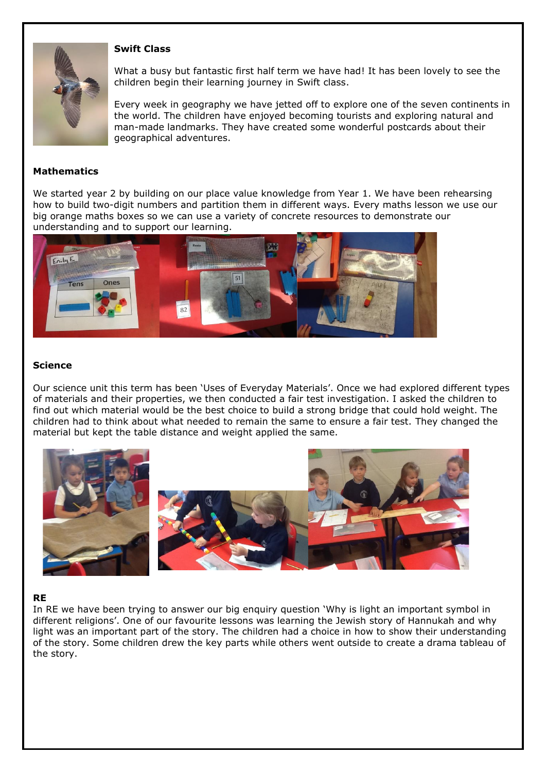## Swift Class

What a busy but fantastic first half term we have had! It has been lovely to see the children begin their learning journey in Swift class.

Every week in geography we have jetted off to explore one of the seven continents in the world. The children have enjoyed becoming tourists and exploring natural and man-made landmarks. They have created some wonderful postcards about their geographical adventures.

### Mathematics

We started year 2 by building on our place value knowledge from Year 1. We have been rehearsing how to build two-digit numbers and partition them in different ways. Every maths lesson we use our big orange maths boxes so we can use a variety of concrete resources to demonstrate our understanding and to support our learning.

### Science

Our science unit this term has been 'Uses of Everyday Materials'. Once we had explored different types of materials and their properties, we then conducted a fair test investigation. I asked the children to find out which material would be the best choice to build a strong bridge that could hold weight. The children had to think about what needed to remain the same to ensure a fair test. They changed the material but kept the table distance and weight applied the same.

### RE

In RE we have been trying to answer our big enquiry question 'Why is light an important symbol in different religions'. One of our favourite lessons was learning the Jewish story of Hannukah and why light was an important part of the story. The children had a choice in how to show their understanding of the story. Some children drew the key parts while others went outside to create a drama tableau of the story.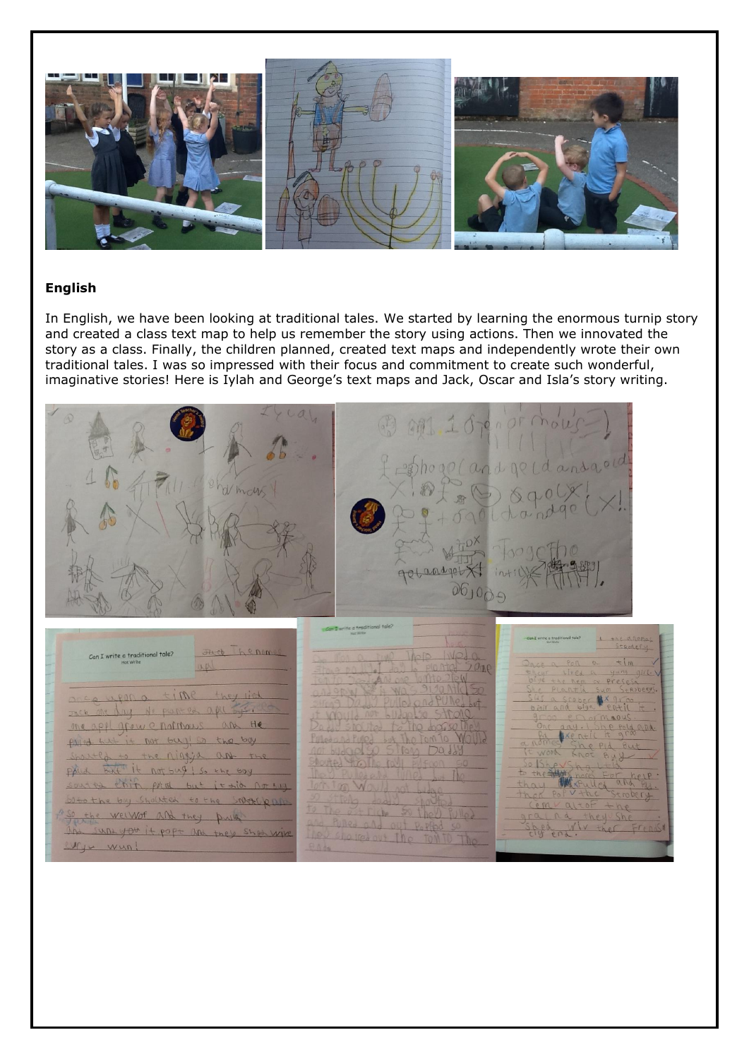## English

In English, we have been looking at traditional tales. We started by learning the enormous turnip story and created a class text map to help us remember the story using actions. Then we innovated the story as a class. Finally, the children planned, created text maps and independently wrote their own traditional tales. I was so impressed with their focus and commitment to create such wonderful, imaginative stories! Here is Iylah and George's text maps and Jack, Oscar and Isla's story writing.